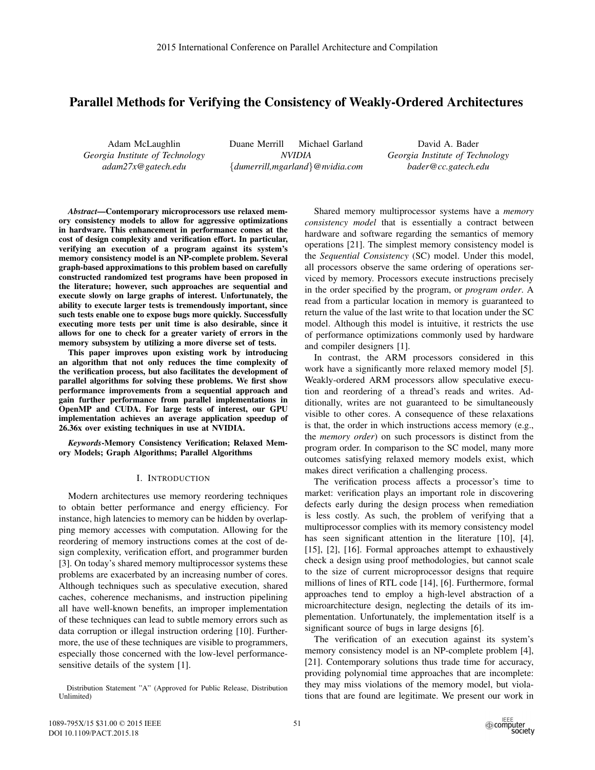# Parallel Methods for Verifying the Consistency of Weakly-Ordered Architectures

Adam McLaughlin
*Georgia Institute of Technology*
*adam27x@gatech.edu*

Duane Merrill Michael Garland
*NVIDIA*
*{dumerrill,mgarland}@nvidia.com*

David A. Bader
*Georgia Institute of Technology*
*bader@cc.gatech.edu*

***Abstract*—Contemporary microprocessors use relaxed memory consistency models to allow for aggressive optimizations in hardware. This enhancement in performance comes at the cost of design complexity and verification effort. In particular, verifying an execution of a program against its system's memory consistency model is an NP-complete problem. Several graph-based approximations to this problem based on carefully constructed randomized test programs have been proposed in the literature; however, such approaches are sequential and execute slowly on large graphs of interest. Unfortunately, the ability to execute larger tests is tremendously important, since such tests enable one to expose bugs more quickly. Successfully executing more tests per unit time is also desirable, since it allows for one to check for a greater variety of errors in the memory subsystem by utilizing a more diverse set of tests.**

**This paper improves upon existing work by introducing an algorithm that not only reduces the time complexity of the verification process, but also facilitates the development of parallel algorithms for solving these problems. We first show performance improvements from a sequential approach and gain further performance from parallel implementations in OpenMP and CUDA. For large tests of interest, our GPU implementation achieves an average application speedup of 26.36x over existing techniques in use at NVIDIA.**

***Keywords*-Memory Consistency Verification; Relaxed Memory Models; Graph Algorithms; Parallel Algorithms**

## I. Introduction

Modern architectures use memory reordering techniques to obtain better performance and energy efficiency. For instance, high latencies to memory can be hidden by overlapping memory accesses with computation. Allowing for the reordering of memory instructions comes at the cost of design complexity, verification effort, and programmer burden [3]. On today's shared memory multiprocessor systems these problems are exacerbated by an increasing number of cores. Although techniques such as speculative execution, shared caches, coherence mechanisms, and instruction pipelining all have well-known benefits, an improper implementation of these techniques can lead to subtle memory errors such as data corruption or illegal instruction ordering [10]. Furthermore, the use of these techniques are visible to programmers, especially those concerned with the low-level performance-sensitive details of the system [1].

Shared memory multiprocessor systems have a *memory consistency model* that is essentially a contract between hardware and software regarding the semantics of memory operations [21]. The simplest memory consistency model is the *Sequential Consistency* (SC) model. Under this model, all processors observe the same ordering of operations serviced by memory. Processors execute instructions precisely in the order specified by the program, or *program order*. A read from a particular location in memory is guaranteed to return the value of the last write to that location under the SC model. Although this model is intuitive, it restricts the use of performance optimizations commonly used by hardware and compiler designers [1].

In contrast, the ARM processors considered in this work have a significantly more relaxed memory model [5]. Weakly-ordered ARM processors allow speculative execution and reordering of a thread's reads and writes. Additionally, writes are not guaranteed to be simultaneously visible to other cores. A consequence of these relaxations is that, the order in which instructions access memory (e.g., the *memory order*) on such processors is distinct from the program order. In comparison to the SC model, many more outcomes satisfying relaxed memory models exist, which makes direct verification a challenging process.

The verification process affects a processor's time to market: verification plays an important role in discovering defects early during the design process when remediation is less costly. As such, the problem of verifying that a multiprocessor complies with its memory consistency model has seen significant attention in the literature [10], [4], [15], [2], [16]. Formal approaches attempt to exhaustively check a design using proof methodologies, but cannot scale to the size of current microprocessor designs that require millions of lines of RTL code [14], [6]. Furthermore, formal approaches tend to employ a high-level abstraction of a microarchitecture design, neglecting the details of its implementation. Unfortunately, the implementation itself is a significant source of bugs in large designs [6].

The verification of an execution against its system's memory consistency model is an NP-complete problem [4], [21]. Contemporary solutions thus trade time for accuracy, providing polynomial time approaches that are incomplete: they may miss violations of the memory model, but violations that are found are legitimate. We present our work in

Distribution Statement "A" (Approved for Public Release, Distribution Unlimited)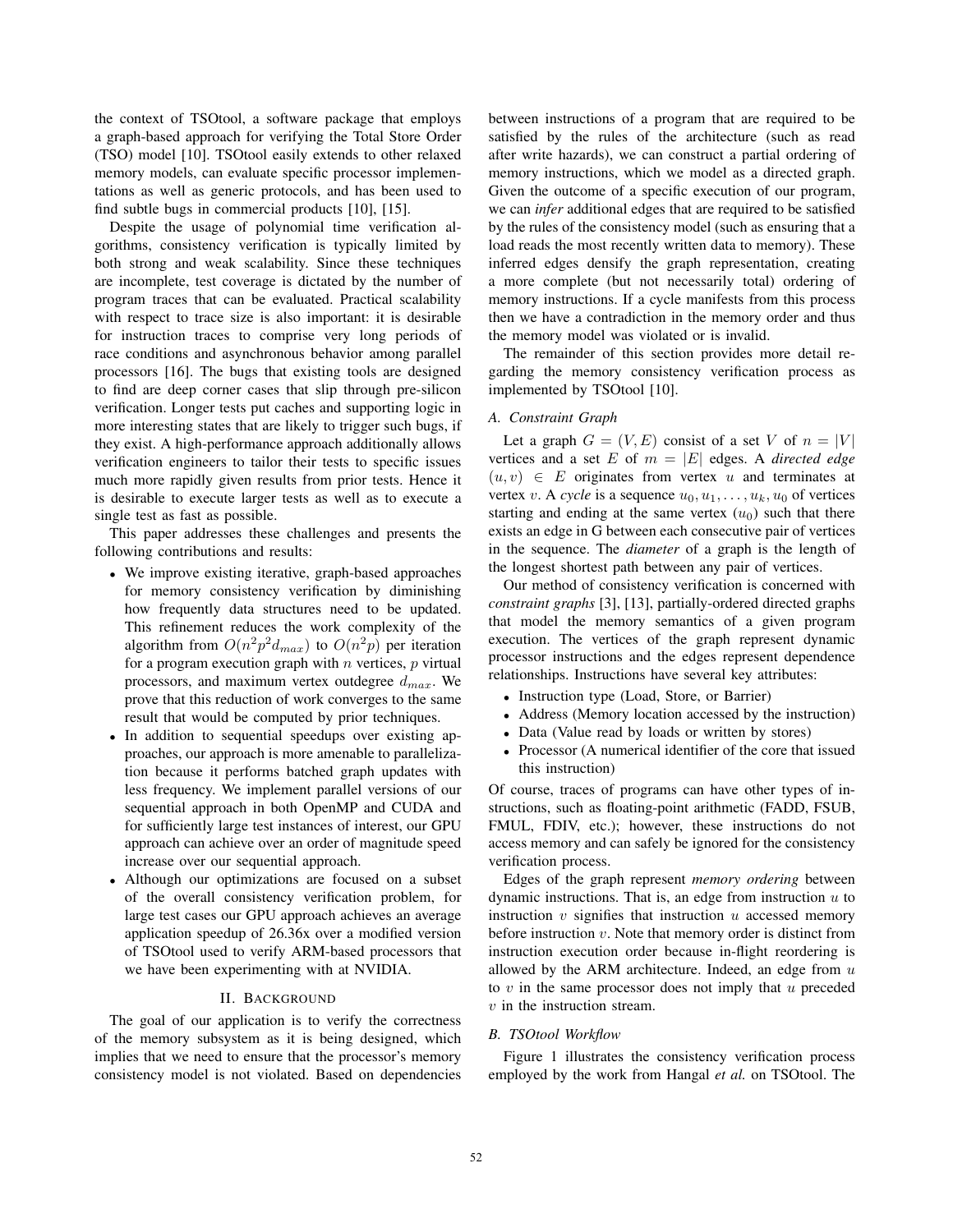the context of TSOtool, a software package that employs a graph-based approach for verifying the Total Store Order (TSO) model [10]. TSOtool easily extends to other relaxed memory models, can evaluate specific processor implementations as well as generic protocols, and has been used to find subtle bugs in commercial products [10], [15].

Despite the usage of polynomial time verification algorithms, consistency verification is typically limited by both strong and weak scalability. Since these techniques are incomplete, test coverage is dictated by the number of program traces that can be evaluated. Practical scalability with respect to trace size is also important: it is desirable for instruction traces to comprise very long periods of race conditions and asynchronous behavior among parallel processors [16]. The bugs that existing tools are designed to find are deep corner cases that slip through pre-silicon verification. Longer tests put caches and supporting logic in more interesting states that are likely to trigger such bugs, if they exist. A high-performance approach additionally allows verification engineers to tailor their tests to specific issues much more rapidly given results from prior tests. Hence it is desirable to execute larger tests as well as to execute a single test as fast as possible.

This paper addresses these challenges and presents the following contributions and results:

- We improve existing iterative, graph-based approaches for memory consistency verification by diminishing how frequently data structures need to be updated. This refinement reduces the work complexity of the algorithm from $O(n^2p^2d_{max})$ to $O(n^2p)$ per iteration for a program execution graph with $n$ vertices, $p$ virtual processors, and maximum vertex outdegree $d_{max}$. We prove that this reduction of work converges to the same result that would be computed by prior techniques.
- In addition to sequential speedups over existing approaches, our approach is more amenable to parallelization because it performs batched graph updates with less frequency. We implement parallel versions of our sequential approach in both OpenMP and CUDA and for sufficiently large test instances of interest, our GPU approach can achieve over an order of magnitude speed increase over our sequential approach.
- Although our optimizations are focused on a subset of the overall consistency verification problem, for large test cases our GPU approach achieves an average application speedup of 26.36x over a modified version of TSOtool used to verify ARM-based processors that we have been experimenting with at NVIDIA.

## II. Background

The goal of our application is to verify the correctness of the memory subsystem as it is being designed, which implies that we need to ensure that the processor's memory consistency model is not violated. Based on dependencies between instructions of a program that are required to be satisfied by the rules of the architecture (such as read after write hazards), we can construct a partial ordering of memory instructions, which we model as a directed graph. Given the outcome of a specific execution of our program, we can *infer* additional edges that are required to be satisfied by the rules of the consistency model (such as ensuring that a load reads the most recently written data to memory). These inferred edges densify the graph representation, creating a more complete (but not necessarily total) ordering of memory instructions. If a cycle manifests from this process then we have a contradiction in the memory order and thus the memory model was violated or is invalid.

The remainder of this section provides more detail regarding the memory consistency verification process as implemented by TSOtool [10].

### A. Constraint Graph

Let a graph $G = (V, E)$ consist of a set $V$ of $n = |V|$ vertices and a set $E$ of $m = |E|$ edges. A *directed edge* $(u, v) \in E$ originates from vertex $u$ and terminates at vertex $v$. A *cycle* is a sequence $u_0, u_1, \ldots, u_k, u_0$ of vertices starting and ending at the same vertex ($u_0$) such that there exists an edge in G between each consecutive pair of vertices in the sequence. The *diameter* of a graph is the length of the longest shortest path between any pair of vertices.

Our method of consistency verification is concerned with *constraint graphs* [3], [13], partially-ordered directed graphs that model the memory semantics of a given program execution. The vertices of the graph represent dynamic processor instructions and the edges represent dependence relationships. Instructions have several key attributes:

- Instruction type (Load, Store, or Barrier)
- Address (Memory location accessed by the instruction)
- Data (Value read by loads or written by stores)
- Processor (A numerical identifier of the core that issued this instruction)

Of course, traces of programs can have other types of instructions, such as floating-point arithmetic (FADD, FSUB, FMUL, FDIV, etc.); however, these instructions do not access memory and can safely be ignored for the consistency verification process.

Edges of the graph represent *memory ordering* between dynamic instructions. That is, an edge from instruction $u$ to instruction $v$ signifies that instruction $u$ accessed memory before instruction $v$. Note that memory order is distinct from instruction execution order because in-flight reordering is allowed by the ARM architecture. Indeed, an edge from $u$ to $v$ in the same processor does not imply that $u$ preceded $v$ in the instruction stream.

### B. TSOtool Workflow

Figure 1 illustrates the consistency verification process employed by the work from Hangal *et al.* on TSOtool. The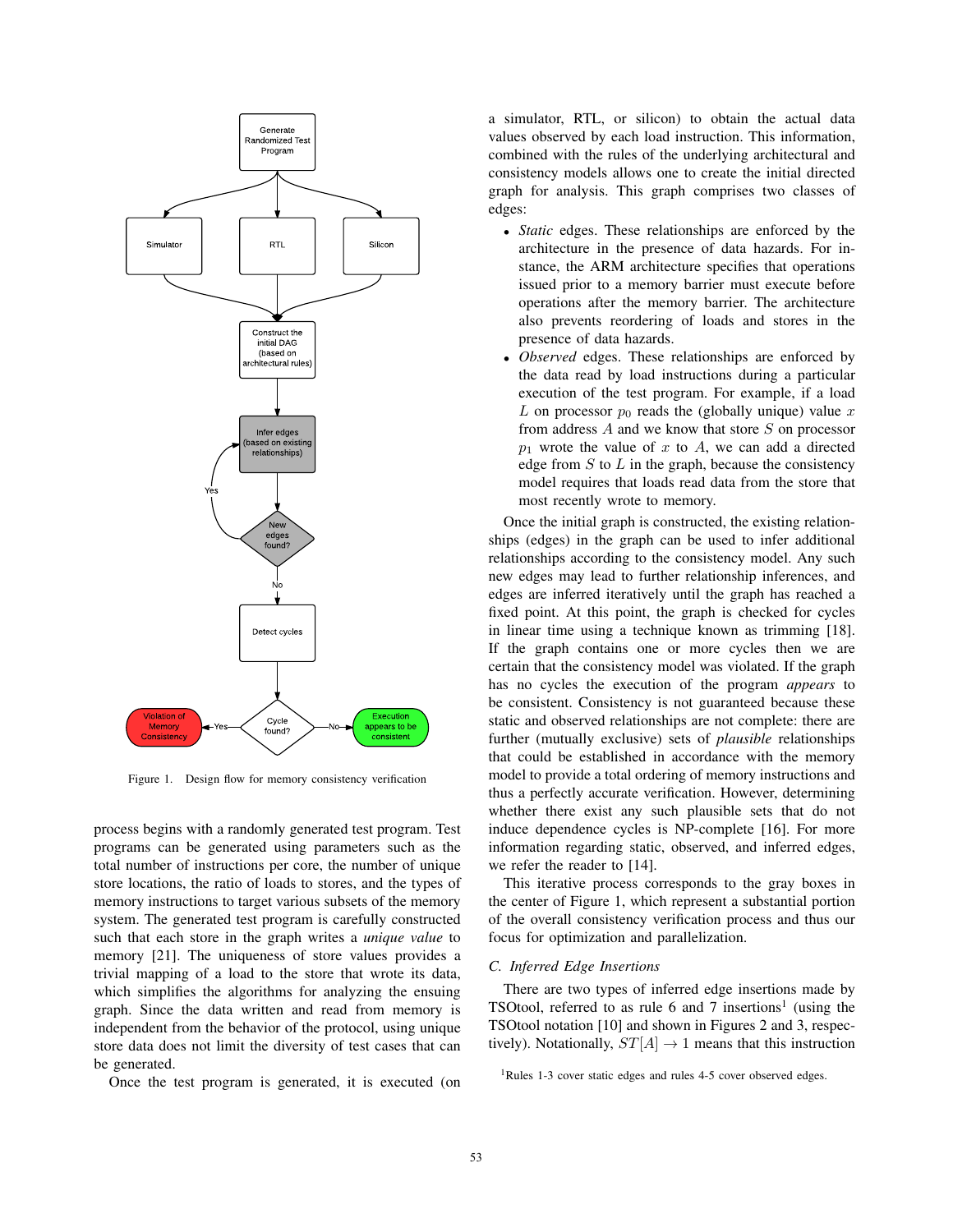Figure 1. Design flow for memory consistency verification

process begins with a randomly generated test program. Test programs can be generated using parameters such as the total number of instructions per core, the number of unique store locations, the ratio of loads to stores, and the types of memory instructions to target various subsets of the memory system. The generated test program is carefully constructed such that each store in the graph writes a *unique value* to memory [21]. The uniqueness of store values provides a trivial mapping of a load to the store that wrote its data, which simplifies the algorithms for analyzing the ensuing graph. Since the data written and read from memory is independent from the behavior of the protocol, using unique store data does not limit the diversity of test cases that can be generated.

Once the test program is generated, it is executed (on a simulator, RTL, or silicon) to obtain the actual data values observed by each load instruction. This information, combined with the rules of the underlying architectural and consistency models allows one to create the initial directed graph for analysis. This graph comprises two classes of edges:

- *Static* edges. These relationships are enforced by the architecture in the presence of data hazards. For instance, the ARM architecture specifies that operations issued prior to a memory barrier must execute before operations after the memory barrier. The architecture also prevents reordering of loads and stores in the presence of data hazards.
- *Observed* edges. These relationships are enforced by the data read by load instructions during a particular execution of the test program. For example, if a load $L$ on processor $p_0$ reads the (globally unique) value $x$ from address $A$ and we know that store $S$ on processor $p_1$ wrote the value of $x$ to $A$, we can add a directed edge from $S$ to $L$ in the graph, because the consistency model requires that loads read data from the store that most recently wrote to memory.

Once the initial graph is constructed, the existing relationships (edges) in the graph can be used to infer additional relationships according to the consistency model. Any such new edges may lead to further relationship inferences, and edges are inferred iteratively until the graph has reached a fixed point. At this point, the graph is checked for cycles in linear time using a technique known as trimming [18]. If the graph contains one or more cycles then we are certain that the consistency model was violated. If the graph has no cycles the execution of the program *appears* to be consistent. Consistency is not guaranteed because these static and observed relationships are not complete: there are further (mutually exclusive) sets of *plausible* relationships that could be established in accordance with the memory model to provide a total ordering of memory instructions and thus a perfectly accurate verification. However, determining whether there exist any such plausible sets that do not induce dependence cycles is NP-complete [16]. For more information regarding static, observed, and inferred edges, we refer the reader to [14].

This iterative process corresponds to the gray boxes in the center of Figure 1, which represent a substantial portion of the overall consistency verification process and thus our focus for optimization and parallelization.

### C. Inferred Edge Insertions

There are two types of inferred edge insertions made by TSOtool, referred to as rule 6 and 7 insertions[1] (using the TSOtool notation [10] and shown in Figures 2 and 3, respectively). Notationally, $ST[A] \rightarrow 1$ means that this instruction

[1]Rules 1-3 cover static edges and rules 4-5 cover observed edges.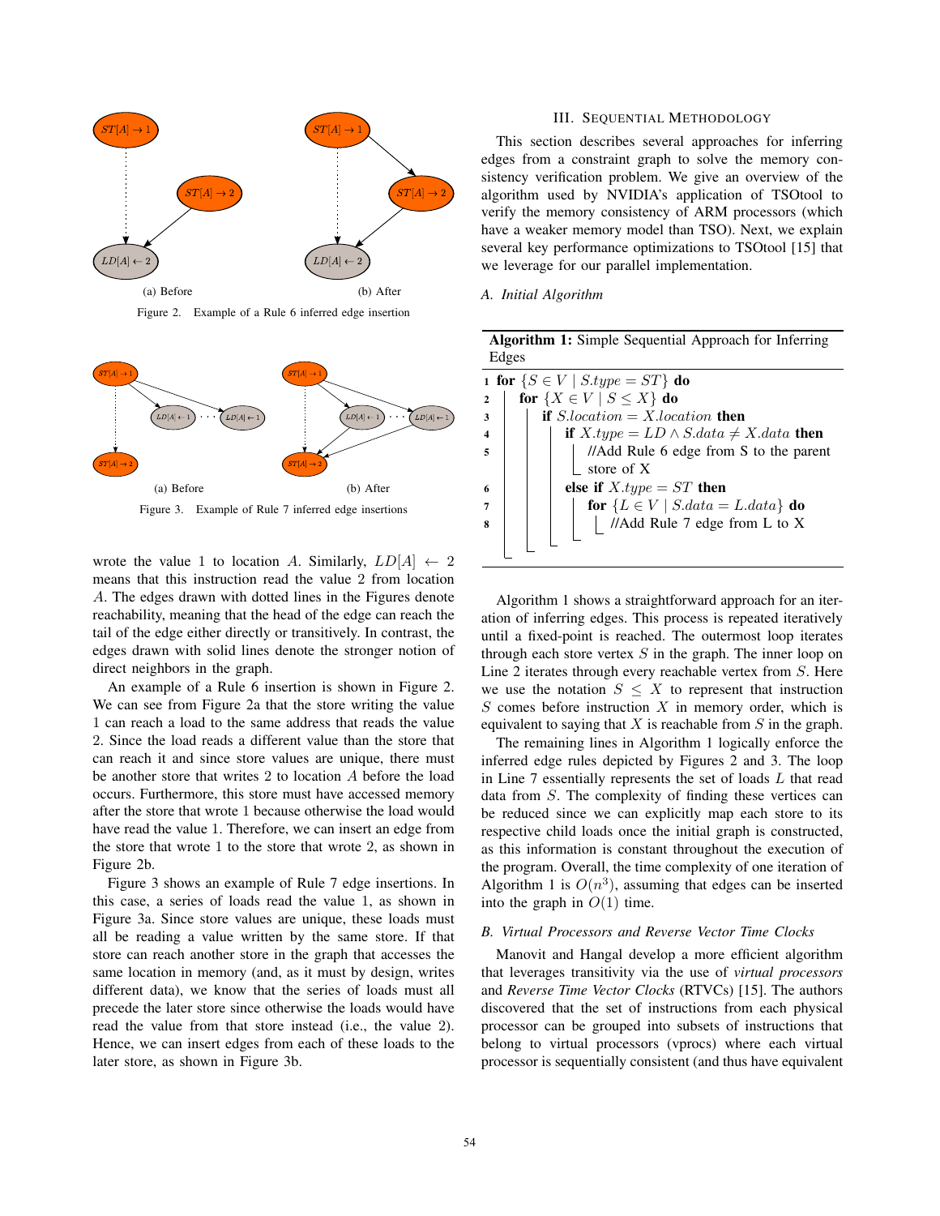Figure 2. Example of a Rule 6 inferred edge insertion

(a) Before (b) After

Figure 3. Example of Rule 7 inferred edge insertions

(a) Before (b) After

wrote the value 1 to location $A$. Similarly, $LD[A] \leftarrow 2$ means that this instruction read the value 2 from location $A$. The edges drawn with dotted lines in the Figures denote reachability, meaning that the head of the edge can reach the tail of the edge either directly or transitively. In contrast, the edges drawn with solid lines denote the stronger notion of direct neighbors in the graph.

An example of a Rule 6 insertion is shown in Figure 2. We can see from Figure 2a that the store writing the value 1 can reach a load to the same address that reads the value 2. Since the load reads a different value than the store that can reach it and since store values are unique, there must be another store that writes 2 to location $A$ before the load occurs. Furthermore, this store must have accessed memory after the store that wrote 1 because otherwise the load would have read the value 1. Therefore, we can insert an edge from the store that wrote 1 to the store that wrote 2, as shown in Figure 2b.

Figure 3 shows an example of Rule 7 edge insertions. In this case, a series of loads read the value 1, as shown in Figure 3a. Since store values are unique, these loads must all be reading a value written by the same store. If that store can reach another store in the graph that accesses the same location in memory (and, as it must by design, writes different data), we know that the series of loads must all precede the later store since otherwise the loads would have read the value from that store instead (i.e., the value 2). Hence, we can insert edges from each of these loads to the later store, as shown in Figure 3b.

## III. Sequential Methodology

This section describes several approaches for inferring edges from a constraint graph to solve the memory consistency verification problem. We give an overview of the algorithm used by NVIDIA's application of TSOtool to verify the memory consistency of ARM processors (which have a weaker memory model than TSO). Next, we explain several key performance optimizations to TSOtool [15] that we leverage for our parallel implementation.

### A. Initial Algorithm

**Algorithm 1:** Simple Sequential Approach for Inferring Edges

```
1 for {S ∈ V | S.type = ST} do
2   for {X ∈ V | S ≤ X} do
3     if S.location = X.location then
4       if X.type = LD ∧ S.data ≠ X.data then
5         //Add Rule 6 edge from S to the parent
          store of X
6       else if X.type = ST then
7         for {L ∈ V | S.data = L.data} do
8           //Add Rule 7 edge from L to X
```

Algorithm 1 shows a straightforward approach for an iteration of inferring edges. This process is repeated iteratively until a fixed-point is reached. The outermost loop iterates through each store vertex $S$ in the graph. The inner loop on Line 2 iterates through every reachable vertex from $S$. Here we use the notation $S \leq X$ to represent that instruction $S$ comes before instruction $X$ in memory order, which is equivalent to saying that $X$ is reachable from $S$ in the graph.

The remaining lines in Algorithm 1 logically enforce the inferred edge rules depicted by Figures 2 and 3. The loop in Line 7 essentially represents the set of loads $L$ that read data from $S$. The complexity of finding these vertices can be reduced since we can explicitly map each store to its respective child loads once the initial graph is constructed, as this information is constant throughout the execution of the program. Overall, the time complexity of one iteration of Algorithm 1 is $O(n^3)$, assuming that edges can be inserted into the graph in $O(1)$ time.

### B. Virtual Processors and Reverse Vector Time Clocks

Manovit and Hangal develop a more efficient algorithm that leverages transitivity via the use of *virtual processors* and *Reverse Time Vector Clocks* (RTVCs) [15]. The authors discovered that the set of instructions from each physical processor can be grouped into subsets of instructions that belong to virtual processors (vprocs) where each virtual processor is sequentially consistent (and thus have equivalent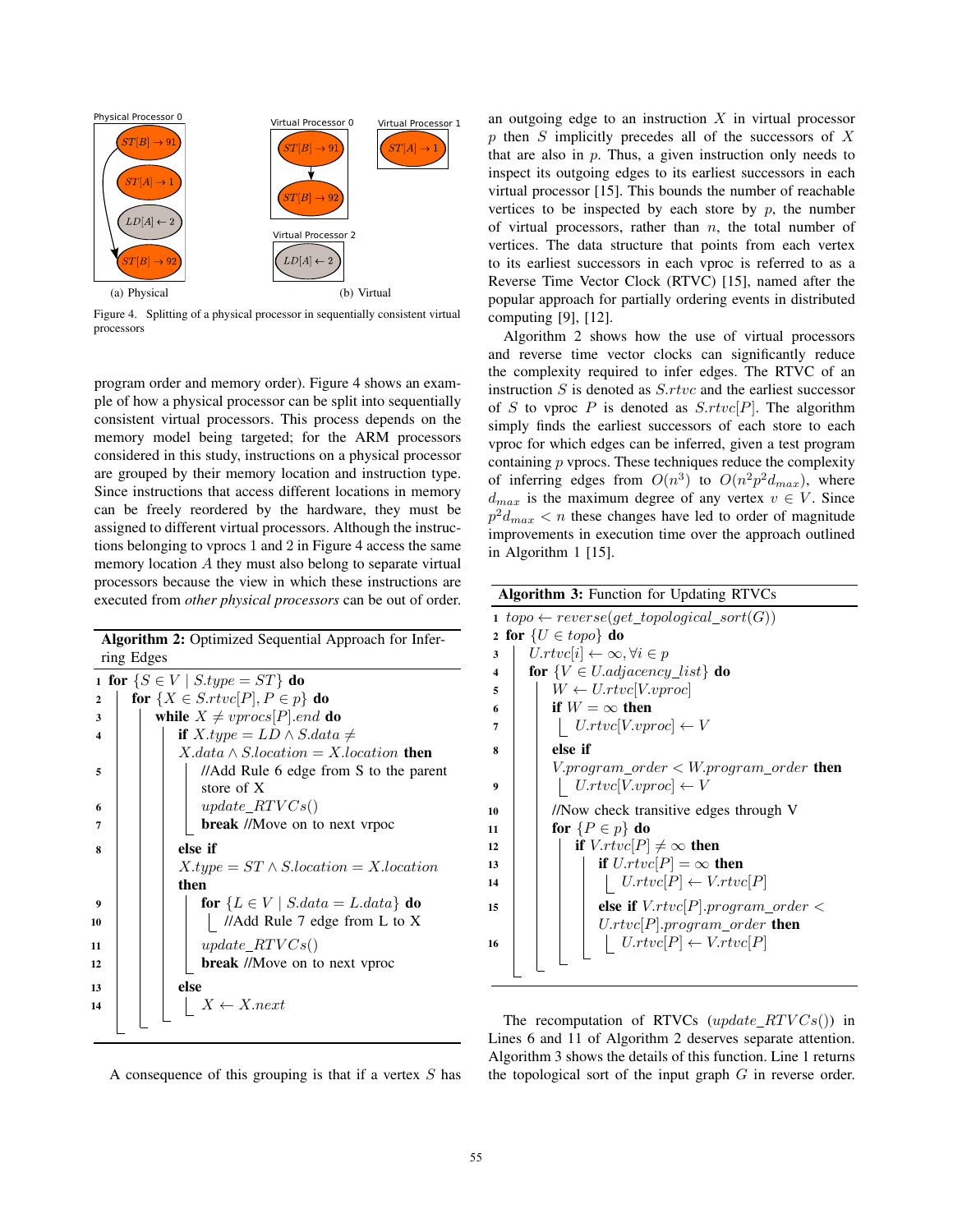Figure 4. Splitting of a physical processor in sequentially consistent virtual processors

(a) Physical (b) Virtual

program order and memory order). Figure 4 shows an example of how a physical processor can be split into sequentially consistent virtual processors. This process depends on the memory model being targeted; for the ARM processors considered in this study, instructions on a physical processor are grouped by their memory location and instruction type. Since instructions that access different locations in memory can be freely reordered by the hardware, they must be assigned to different virtual processors. Although the instructions belonging to vprocs 1 and 2 in Figure 4 access the same memory location $A$ they must also belong to separate virtual processors because the view in which these instructions are executed from *other physical processors* can be out of order.

**Algorithm 2:** Optimized Sequential Approach for Inferring Edges

```
1  for {S ∈ V | S.type = ST} do
2    for {X ∈ S.rtvc[P], P ∈ p} do
3      while X ≠ vprocs[P].end do
4        if X.type = LD ∧ S.data ≠ X.data ∧ S.location = X.location then
5          //Add Rule 6 edge from S to the parent store of X
6          update_RTVCs()
7          break //Move on to next vrpoc
8        else if X.type = ST ∧ S.location = X.location then
9          for {L ∈ V | S.data = L.data} do
10           //Add Rule 7 edge from L to X
11         update_RTVCs()
12         break //Move on to next vproc
13       else
14         X ← X.next
```

A consequence of this grouping is that if a vertex $S$ has an outgoing edge to an instruction $X$ in virtual processor $p$ then $S$ implicitly precedes all of the successors of $X$ that are also in $p$. Thus, a given instruction only needs to inspect its outgoing edges to its earliest successors in each virtual processor [15]. This bounds the number of reachable vertices to be inspected by each store by $p$, the number of virtual processors, rather than $n$, the total number of vertices. The data structure that points from each vertex to its earliest successors in each vproc is referred to as a Reverse Time Vector Clock (RTVC) [15], named after the popular approach for partially ordering events in distributed computing [9], [12].

Algorithm 2 shows how the use of virtual processors and reverse time vector clocks can significantly reduce the complexity required to infer edges. The RTVC of an instruction $S$ is denoted as $S.rtvc$ and the earliest successor of $S$ to vproc $P$ is denoted as $S.rtvc[P]$. The algorithm simply finds the earliest successors of each store to each vproc for which edges can be inferred, given a test program containing $p$ vprocs. These techniques reduce the complexity of inferring edges from $O(n^3)$ to $O(n^2p^2d_{max})$, where $d_{max}$ is the maximum degree of any vertex $v \in V$. Since $p^2d_{max} < n$ these changes have led to order of magnitude improvements in execution time over the approach outlined in Algorithm 1 [15].

**Algorithm 3:** Function for Updating RTVCs

```
1  topo ← reverse(get_topological_sort(G))
2  for {U ∈ topo} do
3    U.rtvc[i] ← ∞, ∀i ∈ p
4    for {V ∈ U.adjacency_list} do
5      W ← U.rtvc[V.vproc]
6      if W = ∞ then
7        U.rtvc[V.vproc] ← V
8      else if V.program_order < W.program_order then
9        U.rtvc[V.vproc] ← V
10     //Now check transitive edges through V
11     for {P ∈ p} do
12       if V.rtvc[P] ≠ ∞ then
13         if U.rtvc[P] = ∞ then
14           U.rtvc[P] ← V.rtvc[P]
15         else if V.rtvc[P].program_order < U.rtvc[P].program_order then
16           U.rtvc[P] ← V.rtvc[P]
```

The recomputation of RTVCs ($update\_RTVCs()$) in Lines 6 and 11 of Algorithm 2 deserves separate attention. Algorithm 3 shows the details of this function. Line 1 returns the topological sort of the input graph $G$ in reverse order.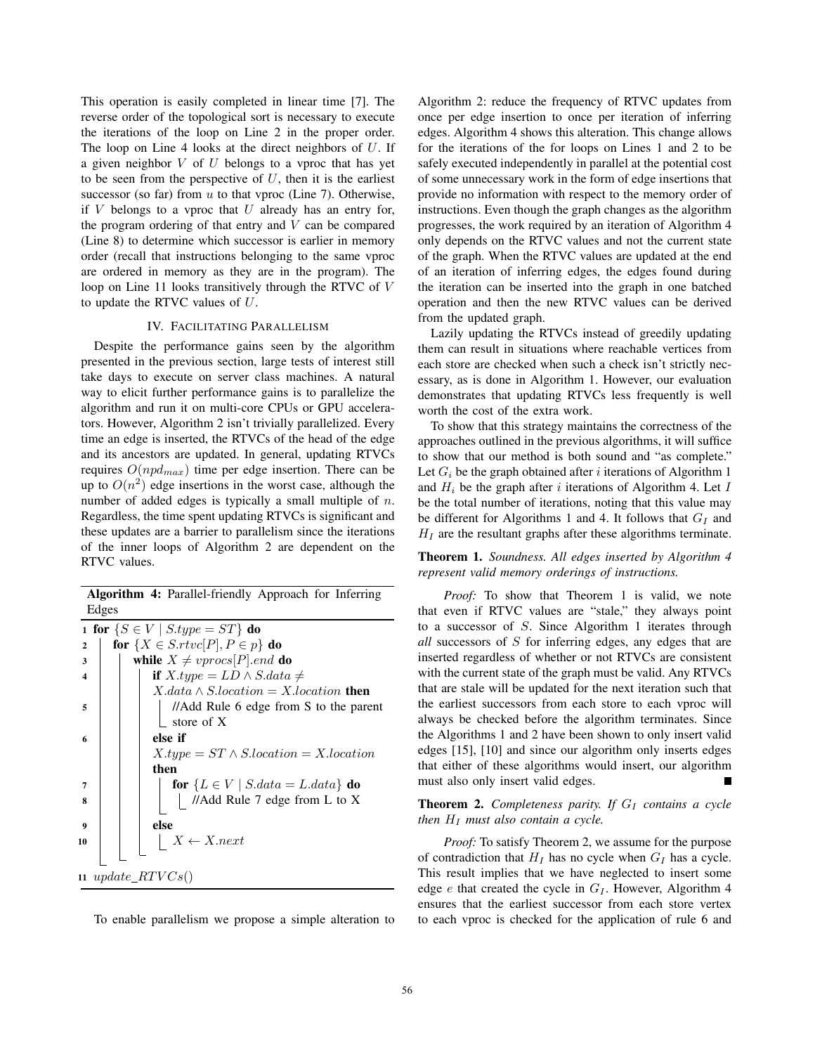This operation is easily completed in linear time [7]. The reverse order of the topological sort is necessary to execute the iterations of the loop on Line 2 in the proper order. The loop on Line 4 looks at the direct neighbors of $U$. If a given neighbor $V$ of $U$ belongs to a vproc that has yet to be seen from the perspective of $U$, then it is the earliest successor (so far) from $u$ to that vproc (Line 7). Otherwise, if $V$ belongs to a vproc that $U$ already has an entry for, the program ordering of that entry and $V$ can be compared (Line 8) to determine which successor is earlier in memory order (recall that instructions belonging to the same vproc are ordered in memory as they are in the program). The loop on Line 11 looks transitively through the RTVC of $V$ to update the RTVC values of $U$.

## IV. Facilitating Parallelism

Despite the performance gains seen by the algorithm presented in the previous section, large tests of interest still take days to execute on server class machines. A natural way to elicit further performance gains is to parallelize the algorithm and run it on multi-core CPUs or GPU accelerators. However, Algorithm 2 isn't trivially parallelized. Every time an edge is inserted, the RTVCs of the head of the edge and its ancestors are updated. In general, updating RTVCs requires $O(npd_{max})$ time per edge insertion. There can be up to $O(n^2)$ edge insertions in the worst case, although the number of added edges is typically a small multiple of $n$. Regardless, the time spent updating RTVCs is significant and these updates are a barrier to parallelism since the iterations of the inner loops of Algorithm 2 are dependent on the RTVC values.

**Algorithm 4:** Parallel-friendly Approach for Inferring Edges

```
1  for {S ∈ V | S.type = ST} do
2      for {X ∈ S.rtvc[P], P ∈ p} do
3          while X ≠ vprocs[P].end do
4              if X.type = LD ∧ S.data ≠ X.data ∧ S.location = X.location then
5                  //Add Rule 6 edge from S to the parent store of X
6              else if X.type = ST ∧ S.location = X.location then
7                  for {L ∈ V | S.data = L.data} do
8                      //Add Rule 7 edge from L to X
9              else
10                 X ← X.next
11 update_RTVCs()
```

To enable parallelism we propose a simple alteration to Algorithm 2: reduce the frequency of RTVC updates from once per edge insertion to once per iteration of inferring edges. Algorithm 4 shows this alteration. This change allows for the iterations of the for loops on Lines 1 and 2 to be safely executed independently in parallel at the potential cost of some unnecessary work in the form of edge insertions that provide no information with respect to the memory order of instructions. Even though the graph changes as the algorithm progresses, the work required by an iteration of Algorithm 4 only depends on the RTVC values and not the current state of the graph. When the RTVC values are updated at the end of an iteration of inferring edges, the edges found during the iteration can be inserted into the graph in one batched operation and then the new RTVC values can be derived from the updated graph.

Lazily updating the RTVCs instead of greedily updating them can result in situations where reachable vertices from each store are checked when such a check isn't strictly necessary, as is done in Algorithm 1. However, our evaluation demonstrates that updating RTVCs less frequently is well worth the cost of the extra work.

To show that this strategy maintains the correctness of the approaches outlined in the previous algorithms, it will suffice to show that our method is both sound and "as complete." Let $G_i$ be the graph obtained after $i$ iterations of Algorithm 1 and $H_i$ be the graph after $i$ iterations of Algorithm 4. Let $I$ be the total number of iterations, noting that this value may be different for Algorithms 1 and 4. It follows that $G_I$ and $H_I$ are the resultant graphs after these algorithms terminate.

**Theorem 1.** *Soundness. All edges inserted by Algorithm 4 represent valid memory orderings of instructions.*

*Proof:* To show that Theorem 1 is valid, we note that even if RTVC values are "stale," they always point to a successor of $S$. Since Algorithm 1 iterates through *all* successors of $S$ for inferring edges, any edges that are inserted regardless of whether or not RTVCs are consistent with the current state of the graph must be valid. Any RTVCs that are stale will be updated for the next iteration such that the earliest successors from each store to each vproc will always be checked before the algorithm terminates. Since the Algorithms 1 and 2 have been shown to only insert valid edges [15], [10] and since our algorithm only inserts edges that either of these algorithms would insert, our algorithm must also only insert valid edges. ■

**Theorem 2.** *Completeness parity. If $G_I$ contains a cycle then $H_I$ must also contain a cycle.*

*Proof:* To satisfy Theorem 2, we assume for the purpose of contradiction that $H_I$ has no cycle when $G_I$ has a cycle. This result implies that we have neglected to insert some edge $e$ that created the cycle in $G_I$. However, Algorithm 4 ensures that the earliest successor from each store vertex to each vproc is checked for the application of rule 6 and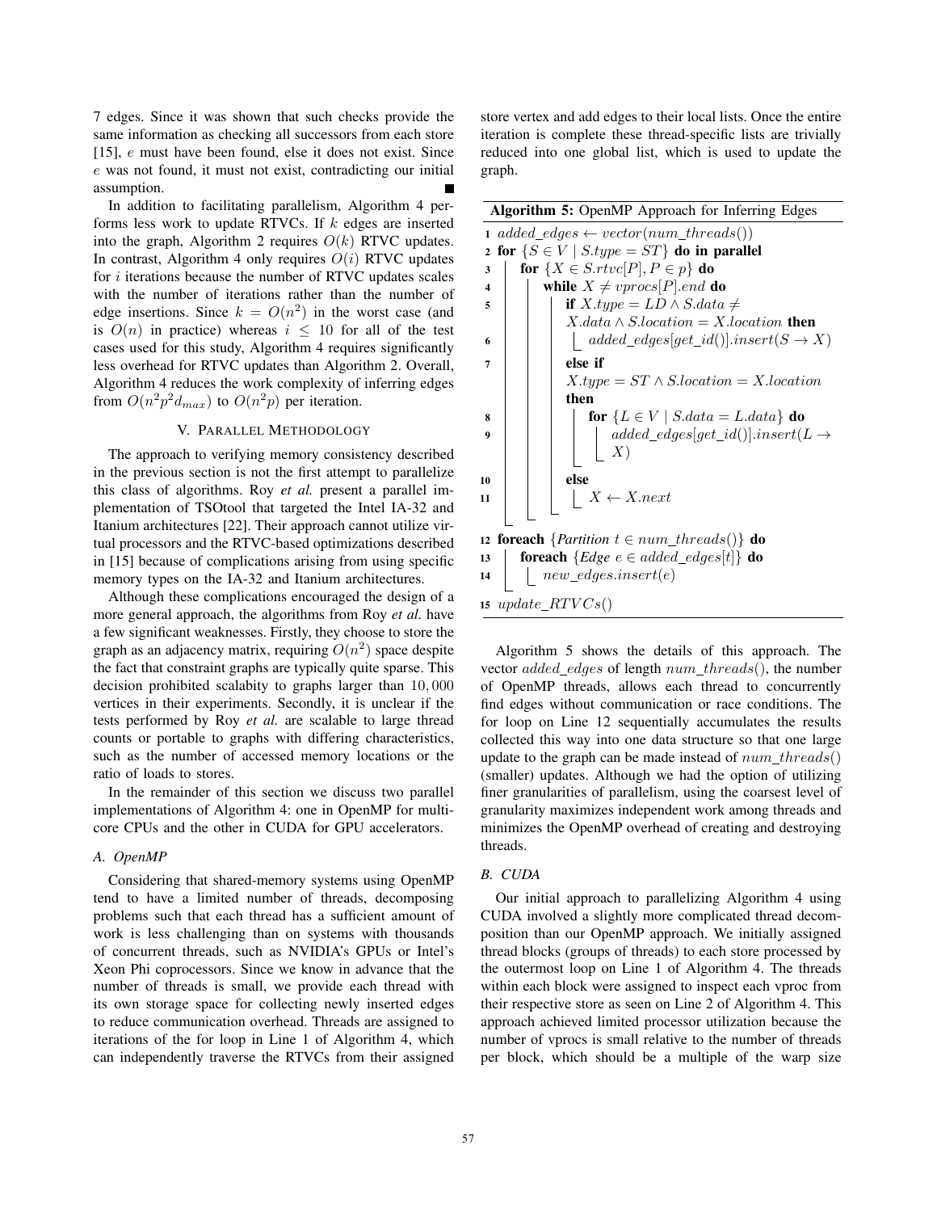7 edges. Since it was shown that such checks provide the same information as checking all successors from each store [15], $e$ must have been found, else it does not exist. Since $e$ was not found, it must not exist, contradicting our initial assumption. ■

In addition to facilitating parallelism, Algorithm 4 performs less work to update RTVCs. If $k$ edges are inserted into the graph, Algorithm 2 requires $O(k)$ RTVC updates. In contrast, Algorithm 4 only requires $O(i)$ RTVC updates for $i$ iterations because the number of RTVC updates scales with the number of iterations rather than the number of edge insertions. Since $k = O(n^2)$ in the worst case (and is $O(n)$ in practice) whereas $i \leq 10$ for all of the test cases used for this study, Algorithm 4 requires significantly less overhead for RTVC updates than Algorithm 2. Overall, Algorithm 4 reduces the work complexity of inferring edges from $O(n^2p^2d_{max})$ to $O(n^2p)$ per iteration.

## V. Parallel Methodology

The approach to verifying memory consistency described in the previous section is not the first attempt to parallelize this class of algorithms. Roy *et al.* present a parallel implementation of TSOtool that targeted the Intel IA-32 and Itanium architectures [22]. Their approach cannot utilize virtual processors and the RTVC-based optimizations described in [15] because of complications arising from using specific memory types on the IA-32 and Itanium architectures.

Although these complications encouraged the design of a more general approach, the algorithms from Roy *et al.* have a few significant weaknesses. Firstly, they choose to store the graph as an adjacency matrix, requiring $O(n^2)$ space despite the fact that constraint graphs are typically quite sparse. This decision prohibited scalabity to graphs larger than $10,000$ vertices in their experiments. Secondly, it is unclear if the tests performed by Roy *et al.* are scalable to large thread counts or portable to graphs with differing characteristics, such as the number of accessed memory locations or the ratio of loads to stores.

In the remainder of this section we discuss two parallel implementations of Algorithm 4: one in OpenMP for multicore CPUs and the other in CUDA for GPU accelerators.

### A. OpenMP

Considering that shared-memory systems using OpenMP tend to have a limited number of threads, decomposing problems such that each thread has a sufficient amount of work is less challenging than on systems with thousands of concurrent threads, such as NVIDIA's GPUs or Intel's Xeon Phi coprocessors. Since we know in advance that the number of threads is small, we provide each thread with its own storage space for collecting newly inserted edges to reduce communication overhead. Threads are assigned to iterations of the for loop in Line 1 of Algorithm 4, which can independently traverse the RTVCs from their assigned store vertex and add edges to their local lists. Once the entire iteration is complete these thread-specific lists are trivially reduced into one global list, which is used to update the graph.

**Algorithm 5:** OpenMP Approach for Inferring Edges

```
1  added_edges ← vector(num_threads())
2  for {S ∈ V | S.type = ST} do in parallel
3      for {X ∈ S.rtvc[P], P ∈ p} do
4          while X ≠ vprocs[P].end do
5              if X.type = LD ∧ S.data ≠ X.data ∧ S.location = X.location then
6                  added_edges[get_id()].insert(S → X)
7              else if X.type = ST ∧ S.location = X.location then
8                  for {L ∈ V | S.data = L.data} do
9                      added_edges[get_id()].insert(L → X)
10             else
11                 X ← X.next
12 foreach {Partition t ∈ num_threads()} do
13     foreach {Edge e ∈ added_edges[t]} do
14         new_edges.insert(e)
15 update_RTVCs()
```

Algorithm 5 shows the details of this approach. The vector $added\_edges$ of length $num\_threads()$, the number of OpenMP threads, allows each thread to concurrently find edges without communication or race conditions. The for loop on Line 12 sequentially accumulates the results collected this way into one data structure so that one large update to the graph can be made instead of $num\_threads()$ (smaller) updates. Although we had the option of utilizing finer granularities of parallelism, using the coarsest level of granularity maximizes independent work among threads and minimizes the OpenMP overhead of creating and destroying threads.

### B. CUDA

Our initial approach to parallelizing Algorithm 4 using CUDA involved a slightly more complicated thread decomposition than our OpenMP approach. We initially assigned thread blocks (groups of threads) to each store processed by the outermost loop on Line 1 of Algorithm 4. The threads within each block were assigned to inspect each vproc from their respective store as seen on Line 2 of Algorithm 4. This approach achieved limited processor utilization because the number of vprocs is small relative to the number of threads per block, which should be a multiple of the warp size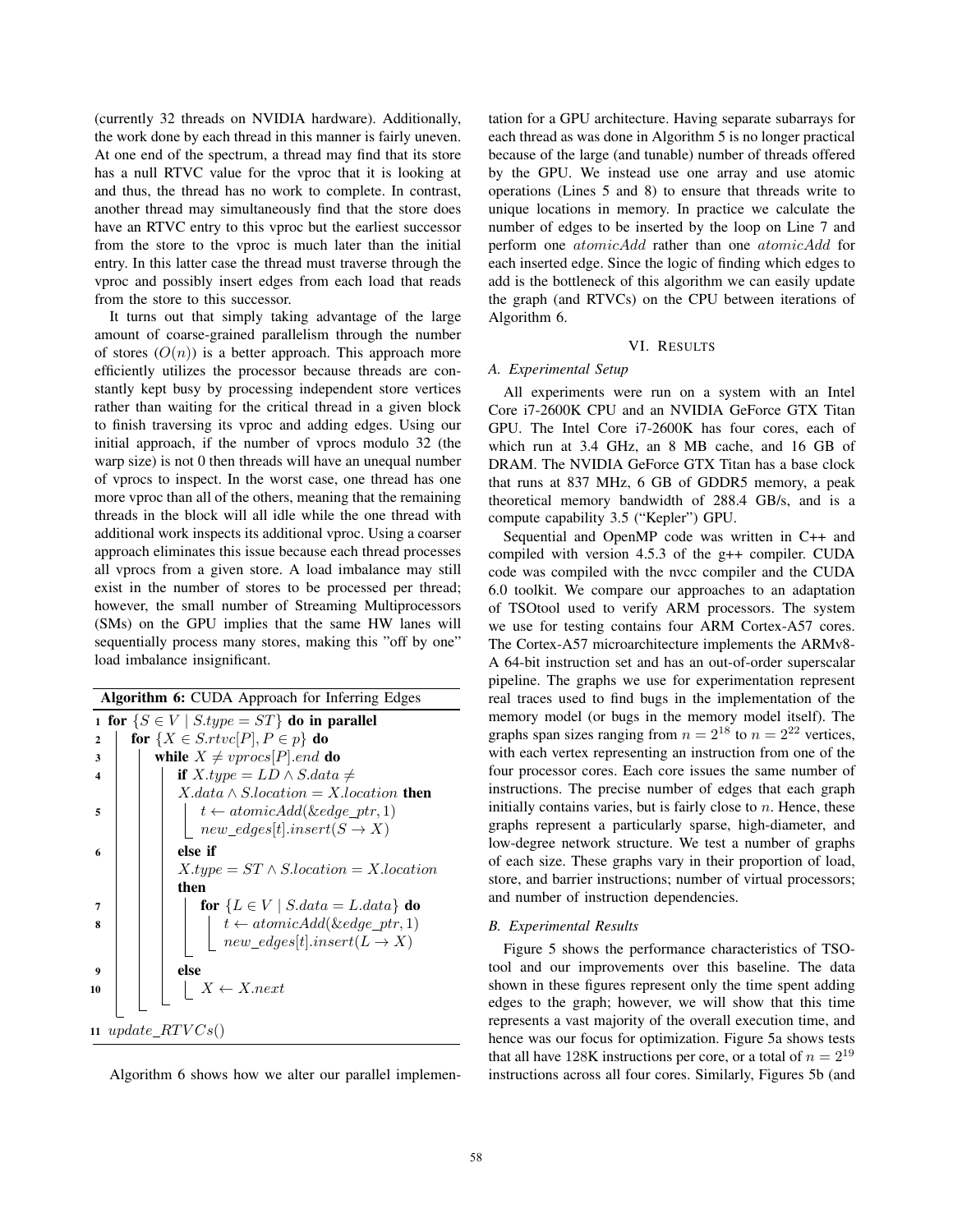(currently 32 threads on NVIDIA hardware). Additionally, the work done by each thread in this manner is fairly uneven. At one end of the spectrum, a thread may find that its store has a null RTVC value for the vproc that it is looking at and thus, the thread has no work to complete. In contrast, another thread may simultaneously find that the store does have an RTVC entry to this vproc but the earliest successor from the store to the vproc is much later than the initial entry. In this latter case the thread must traverse through the vproc and possibly insert edges from each load that reads from the store to this successor.

It turns out that simply taking advantage of the large amount of coarse-grained parallelism through the number of stores ($O(n)$) is a better approach. This approach more efficiently utilizes the processor because threads are constantly kept busy by processing independent store vertices rather than waiting for the critical thread in a given block to finish traversing its vproc and adding edges. Using our initial approach, if the number of vprocs modulo 32 (the warp size) is not 0 then threads will have an unequal number of vprocs to inspect. In the worst case, one thread has one more vproc than all of the others, meaning that the remaining threads in the block will all idle while the one thread with additional work inspects its additional vproc. Using a coarser approach eliminates this issue because each thread processes all vprocs from a given store. A load imbalance may still exist in the number of stores to be processed per thread; however, the small number of Streaming Multiprocessors (SMs) on the GPU implies that the same HW lanes will sequentially process many stores, making this "off by one" load imbalance insignificant.

**Algorithm 6:** CUDA Approach for Inferring Edges

```
1  for {S ∈ V | S.type = ST} do in parallel
2    for {X ∈ S.rtvc[P], P ∈ p} do
3      while X ≠ vprocs[P].end do
4        if X.type = LD ∧ S.data ≠ X.data ∧ S.location = X.location then
5          t ← atomicAdd(&edge_ptr, 1)
           new_edges[t].insert(S → X)
6        else if X.type = ST ∧ S.location = X.location then
7          for {L ∈ V | S.data = L.data} do
8            t ← atomicAdd(&edge_ptr, 1)
             new_edges[t].insert(L → X)
9        else
10         X ← X.next
11 update_RTVCs()
```

Algorithm 6 shows how we alter our parallel implementation for a GPU architecture. Having separate subarrays for each thread as was done in Algorithm 5 is no longer practical because of the large (and tunable) number of threads offered by the GPU. We instead use one array and use atomic operations (Lines 5 and 8) to ensure that threads write to unique locations in memory. In practice we calculate the number of edges to be inserted by the loop on Line 7 and perform one *atomicAdd* rather than one *atomicAdd* for each inserted edge. Since the logic of finding which edges to add is the bottleneck of this algorithm we can easily update the graph (and RTVCs) on the CPU between iterations of Algorithm 6.

## VI. Results

### A. Experimental Setup

All experiments were run on a system with an Intel Core i7-2600K CPU and an NVIDIA GeForce GTX Titan GPU. The Intel Core i7-2600K has four cores, each of which run at 3.4 GHz, an 8 MB cache, and 16 GB of DRAM. The NVIDIA GeForce GTX Titan has a base clock that runs at 837 MHz, 6 GB of GDDR5 memory, a peak theoretical memory bandwidth of 288.4 GB/s, and is a compute capability 3.5 ("Kepler") GPU.

Sequential and OpenMP code was written in C++ and compiled with version 4.5.3 of the g++ compiler. CUDA code was compiled with the nvcc compiler and the CUDA 6.0 toolkit. We compare our approaches to an adaptation of TSOtool used to verify ARM processors. The system we use for testing contains four ARM Cortex-A57 cores. The Cortex-A57 microarchitecture implements the ARMv8-A 64-bit instruction set and has an out-of-order superscalar pipeline. The graphs we use for experimentation represent real traces used to find bugs in the implementation of the memory model (or bugs in the memory model itself). The graphs span sizes ranging from $n = 2^{18}$ to $n = 2^{22}$ vertices, with each vertex representing an instruction from one of the four processor cores. Each core issues the same number of instructions. The precise number of edges that each graph initially contains varies, but is fairly close to $n$. Hence, these graphs represent a particularly sparse, high-diameter, and low-degree network structure. We test a number of graphs of each size. These graphs vary in their proportion of load, store, and barrier instructions; number of virtual processors; and number of instruction dependencies.

### B. Experimental Results

Figure 5 shows the performance characteristics of TSOtool and our improvements over this baseline. The data shown in these figures represent only the time spent adding edges to the graph; however, we will show that this time represents a vast majority of the overall execution time, and hence was our focus for optimization. Figure 5a shows tests that all have 128K instructions per core, or a total of $n = 2^{19}$ instructions across all four cores. Similarly, Figures 5b (and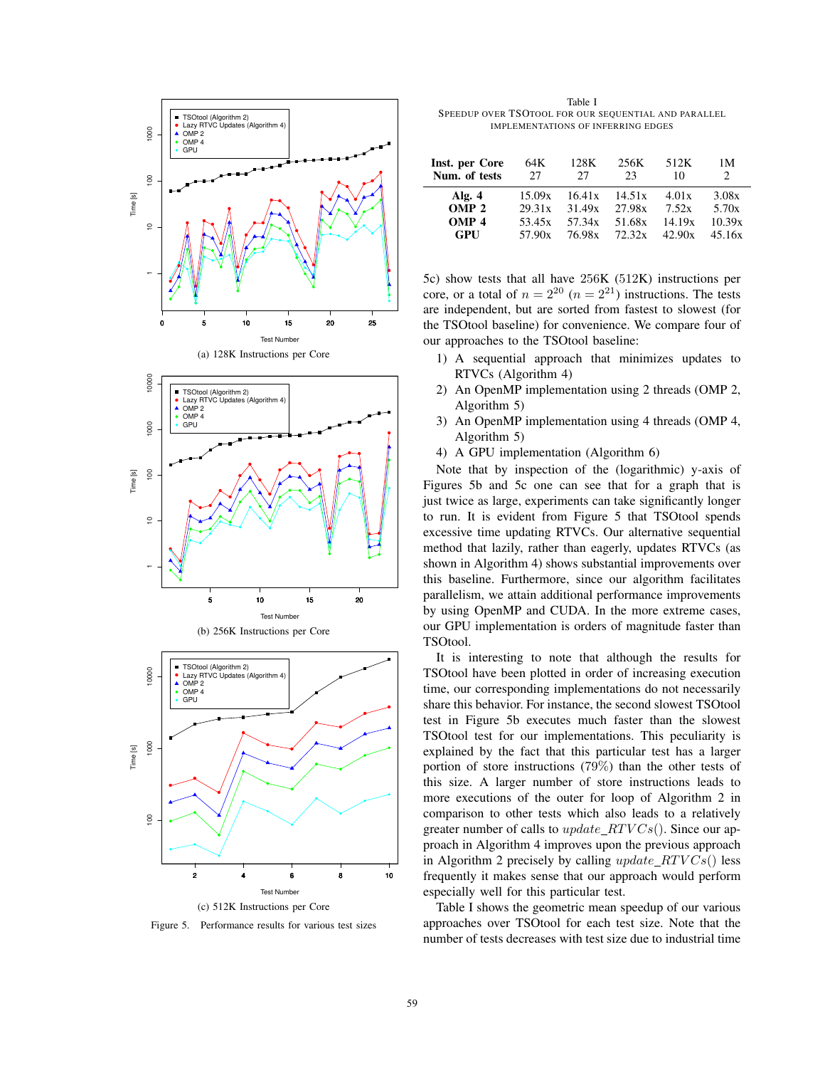Table I
SPEEDUP OVER TSOTOOL FOR OUR SEQUENTIAL AND PARALLEL IMPLEMENTATIONS OF INFERRING EDGES

| Inst. per Core | 64K | 128K | 256K | 512K | 1M |
|---|---|---|---|---|---|
| **Num. of tests** | 27 | 27 | 23 | 10 | 2 |
| **Alg. 4** | 15.09x | 16.41x | 14.51x | 4.01x | 3.08x |
| **OMP 2** | 29.31x | 31.49x | 27.98x | 7.52x | 5.70x |
| **OMP 4** | 53.45x | 57.34x | 51.68x | 14.19x | 10.39x |
| **GPU** | 57.90x | 76.98x | 72.32x | 42.90x | 45.16x |

(a) 128K Instructions per Core

(b) 256K Instructions per Core

(c) 512K Instructions per Core

Figure 5. Performance results for various test sizes

5c) show tests that all have 256K (512K) instructions per core, or a total of $n = 2^{20}$ ($n = 2^{21}$) instructions. The tests are independent, but are sorted from fastest to slowest (for the TSOtool baseline) for convenience. We compare four of our approaches to the TSOtool baseline:

1) A sequential approach that minimizes updates to RTVCs (Algorithm 4)
2) An OpenMP implementation using 2 threads (OMP 2, Algorithm 5)
3) An OpenMP implementation using 4 threads (OMP 4, Algorithm 5)
4) A GPU implementation (Algorithm 6)

Note that by inspection of the (logarithmic) y-axis of Figures 5b and 5c one can see that for a graph that is just twice as large, experiments can take significantly longer to run. It is evident from Figure 5 that TSOtool spends excessive time updating RTVCs. Our alternative sequential method that lazily, rather than eagerly, updates RTVCs (as shown in Algorithm 4) shows substantial improvements over this baseline. Furthermore, since our algorithm facilitates parallelism, we attain additional performance improvements by using OpenMP and CUDA. In the more extreme cases, our GPU implementation is orders of magnitude faster than TSOtool.

It is interesting to note that although the results for TSOtool have been plotted in order of increasing execution time, our corresponding implementations do not necessarily share this behavior. For instance, the second slowest TSOtool test in Figure 5b executes much faster than the slowest TSOtool test for our implementations. This peculiarity is explained by the fact that this particular test has a larger portion of store instructions (79%) than the other tests of this size. A larger number of store instructions leads to more executions of the outer for loop of Algorithm 2 in comparison to other tests which also leads to a relatively greater number of calls to $update\_RTVCs()$. Since our approach in Algorithm 4 improves upon the previous approach in Algorithm 2 precisely by calling $update\_RTVCs()$ less frequently it makes sense that our approach would perform especially well for this particular test.

Table I shows the geometric mean speedup of our various approaches over TSOtool for each test size. Note that the number of tests decreases with test size due to industrial time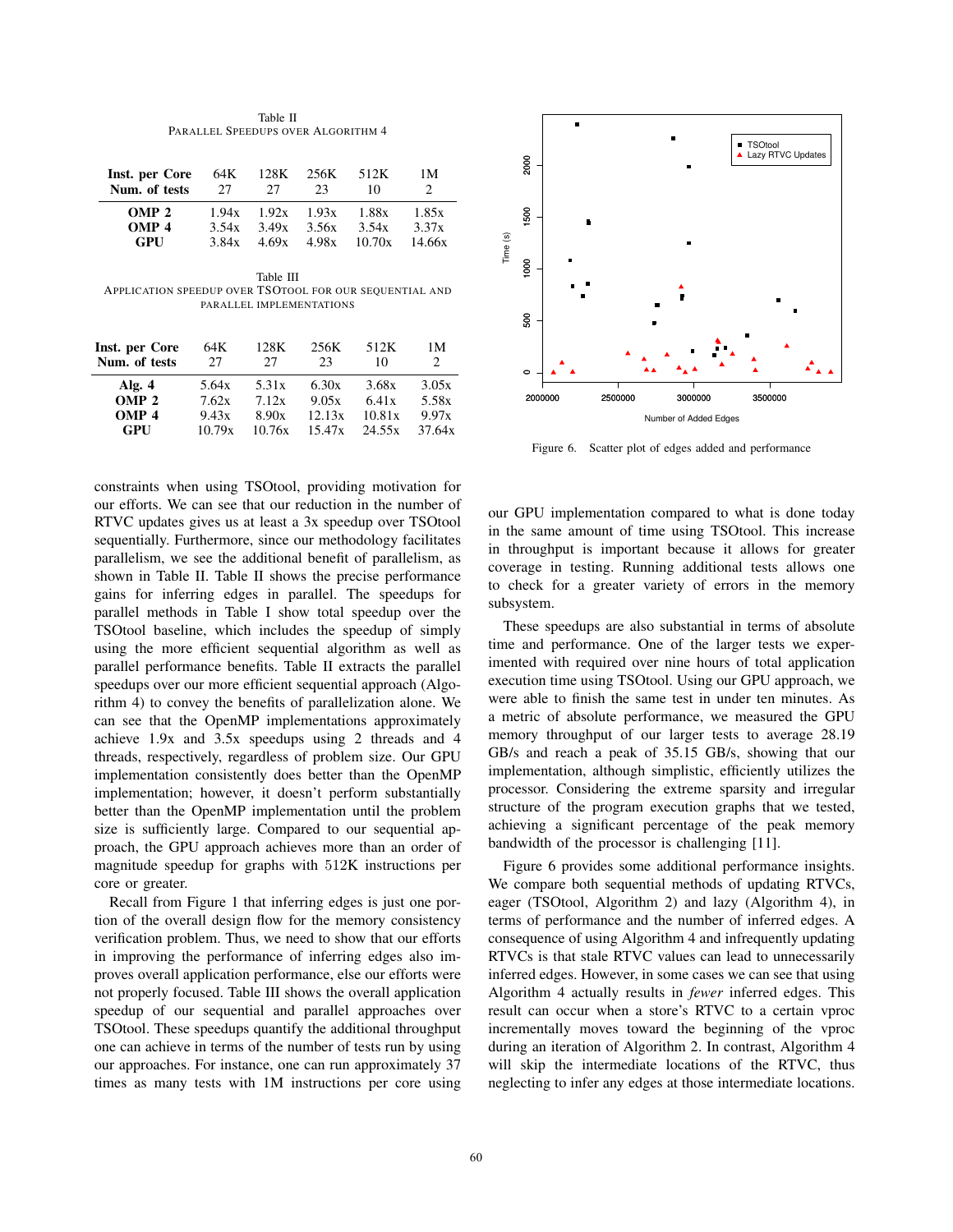Table II
PARALLEL SPEEDUPS OVER ALGORITHM 4

| Inst. per Core | 64K | 128K | 256K | 512K | 1M |
|---|---|---|---|---|---|
| Num. of tests | 27 | 27 | 23 | 10 | 2 |
| **OMP 2** | 1.94x | 1.92x | 1.93x | 1.88x | 1.85x |
| **OMP 4** | 3.54x | 3.49x | 3.56x | 3.54x | 3.37x |
| **GPU** | 3.84x | 4.69x | 4.98x | 10.70x | 14.66x |

Table III
APPLICATION SPEEDUP OVER TSOTOOL FOR OUR SEQUENTIAL AND PARALLEL IMPLEMENTATIONS

| Inst. per Core | 64K | 128K | 256K | 512K | 1M |
|---|---|---|---|---|---|
| Num. of tests | 27 | 27 | 23 | 10 | 2 |
| **Alg. 4** | 5.64x | 5.31x | 6.30x | 3.68x | 3.05x |
| **OMP 2** | 7.62x | 7.12x | 9.05x | 6.41x | 5.58x |
| **OMP 4** | 9.43x | 8.90x | 12.13x | 10.81x | 9.97x |
| **GPU** | 10.79x | 10.76x | 15.47x | 24.55x | 37.64x |

constraints when using TSOtool, providing motivation for our efforts. We can see that our reduction in the number of RTVC updates gives us at least a 3x speedup over TSOtool sequentially. Furthermore, since our methodology facilitates parallelism, we see the additional benefit of parallelism, as shown in Table II. Table II shows the precise performance gains for inferring edges in parallel. The speedups for parallel methods in Table I show total speedup over the TSOtool baseline, which includes the speedup of simply using the more efficient sequential algorithm as well as parallel performance benefits. Table II extracts the parallel speedups over our more efficient sequential approach (Algorithm 4) to convey the benefits of parallelization alone. We can see that the OpenMP implementations approximately achieve 1.9x and 3.5x speedups using 2 threads and 4 threads, respectively, regardless of problem size. Our GPU implementation consistently does better than the OpenMP implementation; however, it doesn't perform substantially better than the OpenMP implementation until the problem size is sufficiently large. Compared to our sequential approach, the GPU approach achieves more than an order of magnitude speedup for graphs with 512K instructions per core or greater.

Recall from Figure 1 that inferring edges is just one portion of the overall design flow for the memory consistency verification problem. Thus, we need to show that our efforts in improving the performance of inferring edges also improves overall application performance, else our efforts were not properly focused. Table III shows the overall application speedup of our sequential and parallel approaches over TSOtool. These speedups quantify the additional throughput one can achieve in terms of the number of tests run by using our approaches. For instance, one can run approximately 37 times as many tests with 1M instructions per core using

Figure 6. Scatter plot of edges added and performance

our GPU implementation compared to what is done today in the same amount of time using TSOtool. This increase in throughput is important because it allows for greater coverage in testing. Running additional tests allows one to check for a greater variety of errors in the memory subsystem.

These speedups are also substantial in terms of absolute time and performance. One of the larger tests we experimented with required over nine hours of total application execution time using TSOtool. Using our GPU approach, we were able to finish the same test in under ten minutes. As a metric of absolute performance, we measured the GPU memory throughput of our larger tests to average 28.19 GB/s and reach a peak of 35.15 GB/s, showing that our implementation, although simplistic, efficiently utilizes the processor. Considering the extreme sparsity and irregular structure of the program execution graphs that we tested, achieving a significant percentage of the peak memory bandwidth of the processor is challenging [11].

Figure 6 provides some additional performance insights. We compare both sequential methods of updating RTVCs, eager (TSOtool, Algorithm 2) and lazy (Algorithm 4), in terms of performance and the number of inferred edges. A consequence of using Algorithm 4 and infrequently updating RTVCs is that stale RTVC values can lead to unnecessarily inferred edges. However, in some cases we can see that using Algorithm 4 actually results in *fewer* inferred edges. This result can occur when a store's RTVC to a certain vproc incrementally moves toward the beginning of the vproc during an iteration of Algorithm 2. In contrast, Algorithm 4 will skip the intermediate locations of the RTVC, thus neglecting to infer any edges at those intermediate locations.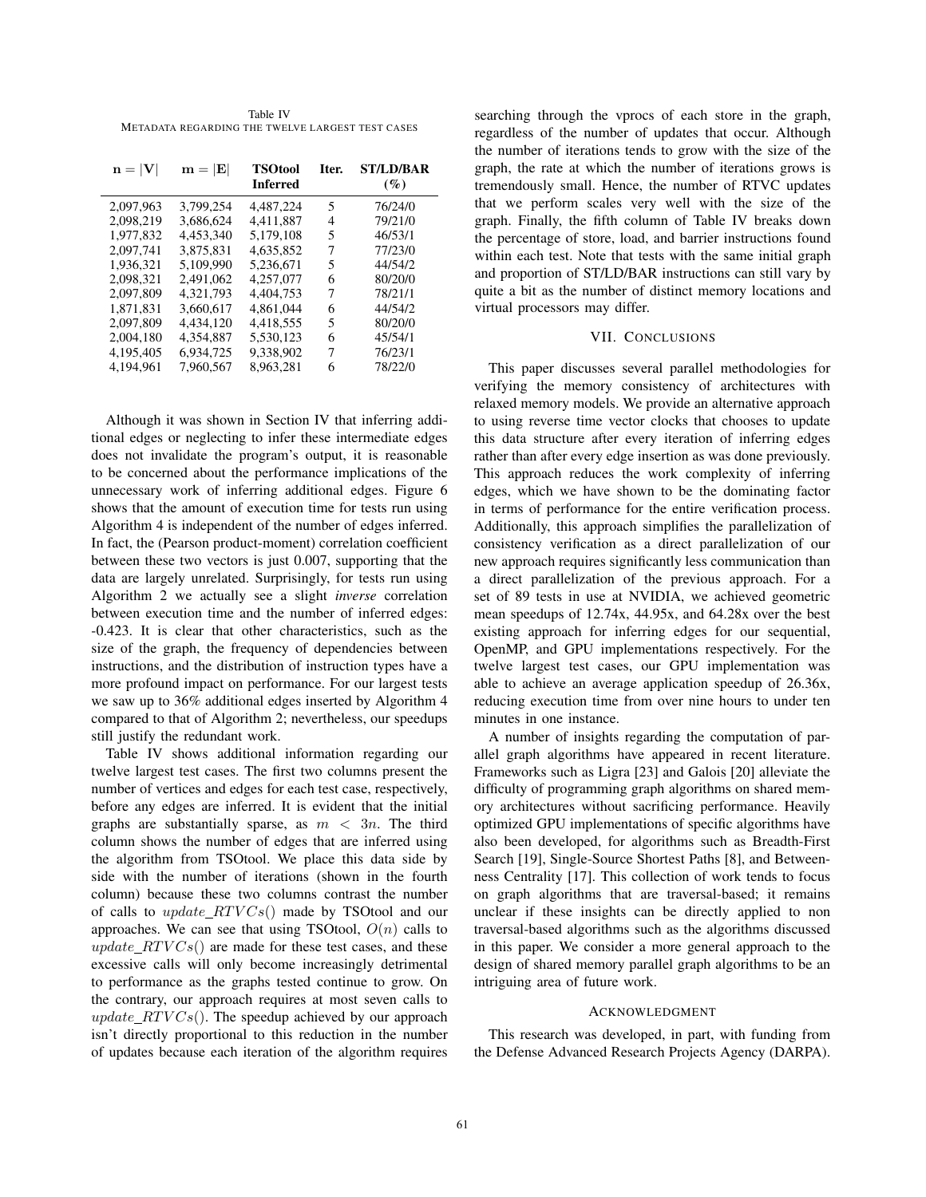Table IV
METADATA REGARDING THE TWELVE LARGEST TEST CASES

| $\mathbf{n = \lvert V \rvert}$ | $\mathbf{m = \lvert E \rvert}$ | **TSOtool Inferred** | **Iter.** | **ST/LD/BAR (%)** |
|---|---|---|---|---|
| 2,097,963 | 3,799,254 | 4,487,224 | 5 | 76/24/0 |
| 2,098,219 | 3,686,624 | 4,411,887 | 4 | 79/21/0 |
| 1,977,832 | 4,453,340 | 5,179,108 | 5 | 46/53/1 |
| 2,097,741 | 3,875,831 | 4,635,852 | 7 | 77/23/0 |
| 1,936,321 | 5,109,990 | 5,236,671 | 5 | 44/54/2 |
| 2,098,321 | 2,491,062 | 4,257,077 | 6 | 80/20/0 |
| 2,097,809 | 4,321,793 | 4,404,753 | 7 | 78/21/1 |
| 1,871,831 | 3,660,617 | 4,861,044 | 6 | 44/54/2 |
| 2,097,809 | 4,434,120 | 4,418,555 | 5 | 80/20/0 |
| 2,004,180 | 4,354,887 | 5,530,123 | 6 | 45/54/1 |
| 4,195,405 | 6,934,725 | 9,338,902 | 7 | 76/23/1 |
| 4,194,961 | 7,960,567 | 8,963,281 | 6 | 78/22/0 |

Although it was shown in Section IV that inferring additional edges or neglecting to infer these intermediate edges does not invalidate the program's output, it is reasonable to be concerned about the performance implications of the unnecessary work of inferring additional edges. Figure 6 shows that the amount of execution time for tests run using Algorithm 4 is independent of the number of edges inferred. In fact, the (Pearson product-moment) correlation coefficient between these two vectors is just 0.007, supporting that the data are largely unrelated. Surprisingly, for tests run using Algorithm 2 we actually see a slight *inverse* correlation between execution time and the number of inferred edges: -0.423. It is clear that other characteristics, such as the size of the graph, the frequency of dependencies between instructions, and the distribution of instruction types have a more profound impact on performance. For our largest tests we saw up to 36% additional edges inserted by Algorithm 4 compared to that of Algorithm 2; nevertheless, our speedups still justify the redundant work.

Table IV shows additional information regarding our twelve largest test cases. The first two columns present the number of vertices and edges for each test case, respectively, before any edges are inferred. It is evident that the initial graphs are substantially sparse, as $m < 3n$. The third column shows the number of edges that are inferred using the algorithm from TSOtool. We place this data side by side with the number of iterations (shown in the fourth column) because these two columns contrast the number of calls to $update\_RTVCs()$ made by TSOtool and our approaches. We can see that using TSOtool, $O(n)$ calls to $update\_RTVCs()$ are made for these test cases, and these excessive calls will only become increasingly detrimental to performance as the graphs tested continue to grow. On the contrary, our approach requires at most seven calls to $update\_RTVCs()$. The speedup achieved by our approach isn't directly proportional to this reduction in the number of updates because each iteration of the algorithm requires searching through the vprocs of each store in the graph, regardless of the number of updates that occur. Although the number of iterations tends to grow with the size of the graph, the rate at which the number of iterations grows is tremendously small. Hence, the number of RTVC updates that we perform scales very well with the size of the graph. Finally, the fifth column of Table IV breaks down the percentage of store, load, and barrier instructions found within each test. Note that tests with the same initial graph and proportion of ST/LD/BAR instructions can still vary by quite a bit as the number of distinct memory locations and virtual processors may differ.

## VII. CONCLUSIONS

This paper discusses several parallel methodologies for verifying the memory consistency of architectures with relaxed memory models. We provide an alternative approach to using reverse time vector clocks that chooses to update this data structure after every iteration of inferring edges rather than after every edge insertion as was done previously. This approach reduces the work complexity of inferring edges, which we have shown to be the dominating factor in terms of performance for the entire verification process. Additionally, this approach simplifies the parallelization of consistency verification as a direct parallelization of our new approach requires significantly less communication than a direct parallelization of the previous approach. For a set of 89 tests in use at NVIDIA, we achieved geometric mean speedups of 12.74x, 44.95x, and 64.28x over the best existing approach for inferring edges for our sequential, OpenMP, and GPU implementations respectively. For the twelve largest test cases, our GPU implementation was able to achieve an average application speedup of 26.36x, reducing execution time from over nine hours to under ten minutes in one instance.

A number of insights regarding the computation of parallel graph algorithms have appeared in recent literature. Frameworks such as Ligra [23] and Galois [20] alleviate the difficulty of programming graph algorithms on shared memory architectures without sacrificing performance. Heavily optimized GPU implementations of specific algorithms have also been developed, for algorithms such as Breadth-First Search [19], Single-Source Shortest Paths [8], and Betweenness Centrality [17]. This collection of work tends to focus on graph algorithms that are traversal-based; it remains unclear if these insights can be directly applied to non traversal-based algorithms such as the algorithms discussed in this paper. We consider a more general approach to the design of shared memory parallel graph algorithms to be an intriguing area of future work.

## ACKNOWLEDGMENT

This research was developed, in part, with funding from the Defense Advanced Research Projects Agency (DARPA).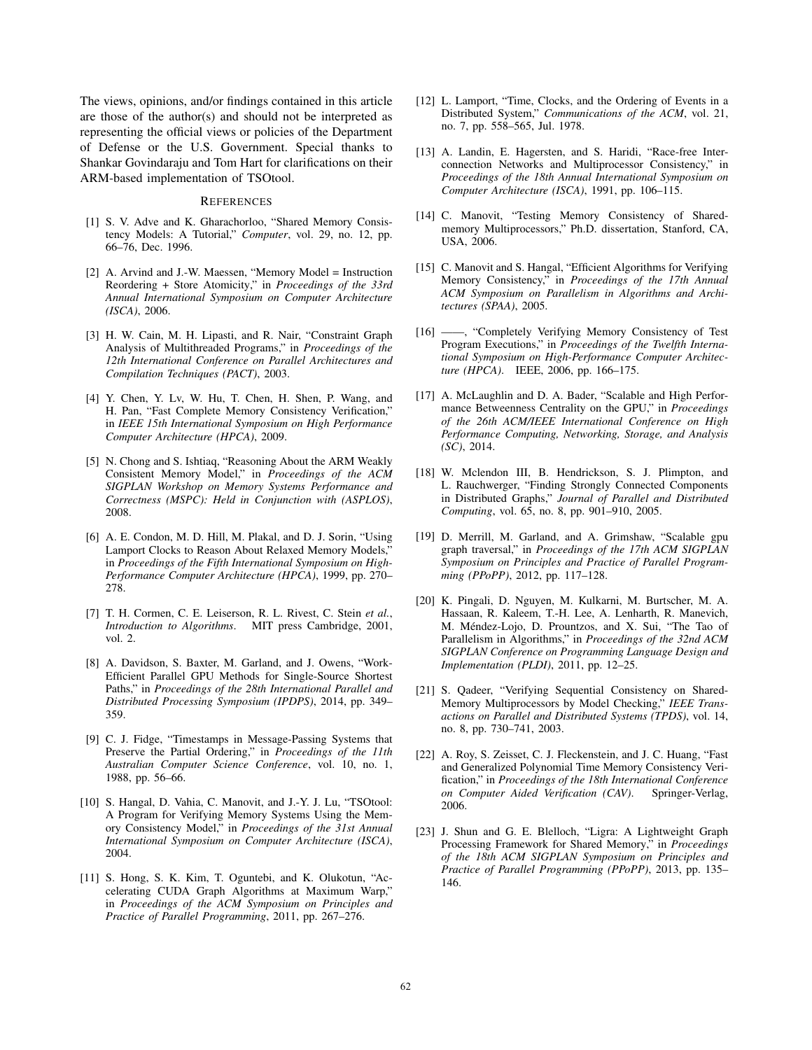The views, opinions, and/or findings contained in this article are those of the author(s) and should not be interpreted as representing the official views or policies of the Department of Defense or the U.S. Government. Special thanks to Shankar Govindaraju and Tom Hart for clarifications on their ARM-based implementation of TSOtool.

## References

[1] S. V. Adve and K. Gharachorloo, "Shared Memory Consistency Models: A Tutorial," *Computer*, vol. 29, no. 12, pp. 66–76, Dec. 1996.

[2] A. Arvind and J.-W. Maessen, "Memory Model = Instruction Reordering + Store Atomicity," in *Proceedings of the 33rd Annual International Symposium on Computer Architecture (ISCA)*, 2006.

[3] H. W. Cain, M. H. Lipasti, and R. Nair, "Constraint Graph Analysis of Multithreaded Programs," in *Proceedings of the 12th International Conference on Parallel Architectures and Compilation Techniques (PACT)*, 2003.

[4] Y. Chen, Y. Lv, W. Hu, T. Chen, H. Shen, P. Wang, and H. Pan, "Fast Complete Memory Consistency Verification," in *IEEE 15th International Symposium on High Performance Computer Architecture (HPCA)*, 2009.

[5] N. Chong and S. Ishtiaq, "Reasoning About the ARM Weakly Consistent Memory Model," in *Proceedings of the ACM SIGPLAN Workshop on Memory Systems Performance and Correctness (MSPC): Held in Conjunction with (ASPLOS)*, 2008.

[6] A. E. Condon, M. D. Hill, M. Plakal, and D. J. Sorin, "Using Lamport Clocks to Reason About Relaxed Memory Models," in *Proceedings of the Fifth International Symposium on High-Performance Computer Architecture (HPCA)*, 1999, pp. 270–278.

[7] T. H. Cormen, C. E. Leiserson, R. L. Rivest, C. Stein *et al.*, *Introduction to Algorithms*. MIT press Cambridge, 2001, vol. 2.

[8] A. Davidson, S. Baxter, M. Garland, and J. Owens, "Work-Efficient Parallel GPU Methods for Single-Source Shortest Paths," in *Proceedings of the 28th International Parallel and Distributed Processing Symposium (IPDPS)*, 2014, pp. 349–359.

[9] C. J. Fidge, "Timestamps in Message-Passing Systems that Preserve the Partial Ordering," in *Proceedings of the 11th Australian Computer Science Conference*, vol. 10, no. 1, 1988, pp. 56–66.

[10] S. Hangal, D. Vahia, C. Manovit, and J.-Y. J. Lu, "TSOtool: A Program for Verifying Memory Systems Using the Memory Consistency Model," in *Proceedings of the 31st Annual International Symposium on Computer Architecture (ISCA)*, 2004.

[11] S. Hong, S. K. Kim, T. Oguntebi, and K. Olukotun, "Accelerating CUDA Graph Algorithms at Maximum Warp," in *Proceedings of the ACM Symposium on Principles and Practice of Parallel Programming*, 2011, pp. 267–276.

[12] L. Lamport, "Time, Clocks, and the Ordering of Events in a Distributed System," *Communications of the ACM*, vol. 21, no. 7, pp. 558–565, Jul. 1978.

[13] A. Landin, E. Hagersten, and S. Haridi, "Race-free Interconnection Networks and Multiprocessor Consistency," in *Proceedings of the 18th Annual International Symposium on Computer Architecture (ISCA)*, 1991, pp. 106–115.

[14] C. Manovit, "Testing Memory Consistency of Shared-memory Multiprocessors," Ph.D. dissertation, Stanford, CA, USA, 2006.

[15] C. Manovit and S. Hangal, "Efficient Algorithms for Verifying Memory Consistency," in *Proceedings of the 17th Annual ACM Symposium on Parallelism in Algorithms and Architectures (SPAA)*, 2005.

[16] ——, "Completely Verifying Memory Consistency of Test Program Executions," in *Proceedings of the Twelfth International Symposium on High-Performance Computer Architecture (HPCA)*. IEEE, 2006, pp. 166–175.

[17] A. McLaughlin and D. A. Bader, "Scalable and High Performance Betweenness Centrality on the GPU," in *Proceedings of the 26th ACM/IEEE International Conference on High Performance Computing, Networking, Storage, and Analysis (SC)*, 2014.

[18] W. Mclendon III, B. Hendrickson, S. J. Plimpton, and L. Rauchwerger, "Finding Strongly Connected Components in Distributed Graphs," *Journal of Parallel and Distributed Computing*, vol. 65, no. 8, pp. 901–910, 2005.

[19] D. Merrill, M. Garland, and A. Grimshaw, "Scalable gpu graph traversal," in *Proceedings of the 17th ACM SIGPLAN Symposium on Principles and Practice of Parallel Programming (PPoPP)*, 2012, pp. 117–128.

[20] K. Pingali, D. Nguyen, M. Kulkarni, M. Burtscher, M. A. Hassaan, R. Kaleem, T.-H. Lee, A. Lenharth, R. Manevich, M. Méndez-Lojo, D. Prountzos, and X. Sui, "The Tao of Parallelism in Algorithms," in *Proceedings of the 32nd ACM SIGPLAN Conference on Programming Language Design and Implementation (PLDI)*, 2011, pp. 12–25.

[21] S. Qadeer, "Verifying Sequential Consistency on Shared-Memory Multiprocessors by Model Checking," *IEEE Transactions on Parallel and Distributed Systems (TPDS)*, vol. 14, no. 8, pp. 730–741, 2003.

[22] A. Roy, S. Zeisset, C. J. Fleckenstein, and J. C. Huang, "Fast and Generalized Polynomial Time Memory Consistency Verification," in *Proceedings of the 18th International Conference on Computer Aided Verification (CAV)*. Springer-Verlag, 2006.

[23] J. Shun and G. E. Blelloch, "Ligra: A Lightweight Graph Processing Framework for Shared Memory," in *Proceedings of the 18th ACM SIGPLAN Symposium on Principles and Practice of Parallel Programming (PPoPP)*, 2013, pp. 135–146.